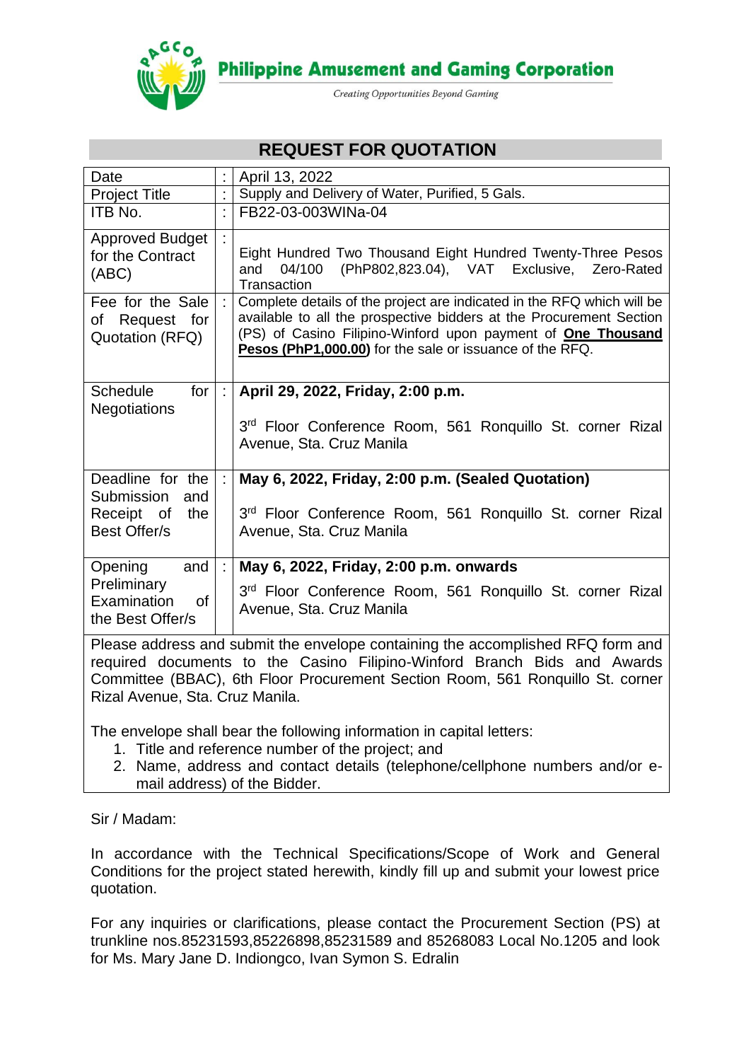Philippine Amusement and Gaming Corporation

*Creating Opportunities Beyond Gaming*

# REQUEST FOR QUOTATION

| | | |
|---|---|---|
| Date | : | April 13, 2022 |
| Project Title | : | Supply and Delivery of Water, Purified, 5 Gals. |
| ITB No. | : | FB22-03-003WINa-04 |
| Approved Budget for the Contract (ABC) | : | Eight Hundred Two Thousand Eight Hundred Twenty-Three Pesos and 04/100 (PhP802,823.04), VAT Exclusive, Zero-Rated Transaction |
| Fee for the Sale of Request for Quotation (RFQ) | : | Complete details of the project are indicated in the RFQ which will be available to all the prospective bidders at the Procurement Section (PS) of Casino Filipino-Winford upon payment of **One Thousand Pesos (PhP1,000.00)** for the sale or issuance of the RFQ. |
| Schedule for Negotiations | : | **April 29, 2022, Friday, 2:00 p.m.**<br><br>3rd Floor Conference Room, 561 Ronquillo St. corner Rizal Avenue, Sta. Cruz Manila |
| Deadline for the Submission and Receipt of the Best Offer/s | : | **May 6, 2022, Friday, 2:00 p.m. (Sealed Quotation)**<br><br>3rd Floor Conference Room, 561 Ronquillo St. corner Rizal Avenue, Sta. Cruz Manila |
| Opening and Preliminary Examination of the Best Offer/s | : | **May 6, 2022, Friday, 2:00 p.m. onwards**<br><br>3rd Floor Conference Room, 561 Ronquillo St. corner Rizal Avenue, Sta. Cruz Manila |

Please address and submit the envelope containing the accomplished RFQ form and required documents to the Casino Filipino-Winford Branch Bids and Awards Committee (BBAC), 6th Floor Procurement Section Room, 561 Ronquillo St. corner Rizal Avenue, Sta. Cruz Manila.

The envelope shall bear the following information in capital letters:

1. Title and reference number of the project; and
2. Name, address and contact details (telephone/cellphone numbers and/or e-mail address) of the Bidder.

Sir / Madam:

In accordance with the Technical Specifications/Scope of Work and General Conditions for the project stated herewith, kindly fill up and submit your lowest price quotation.

For any inquiries or clarifications, please contact the Procurement Section (PS) at trunkline nos.85231593,85226898,85231589 and 85268083 Local No.1205 and look for Ms. Mary Jane D. Indiongco, Ivan Symon S. Edralin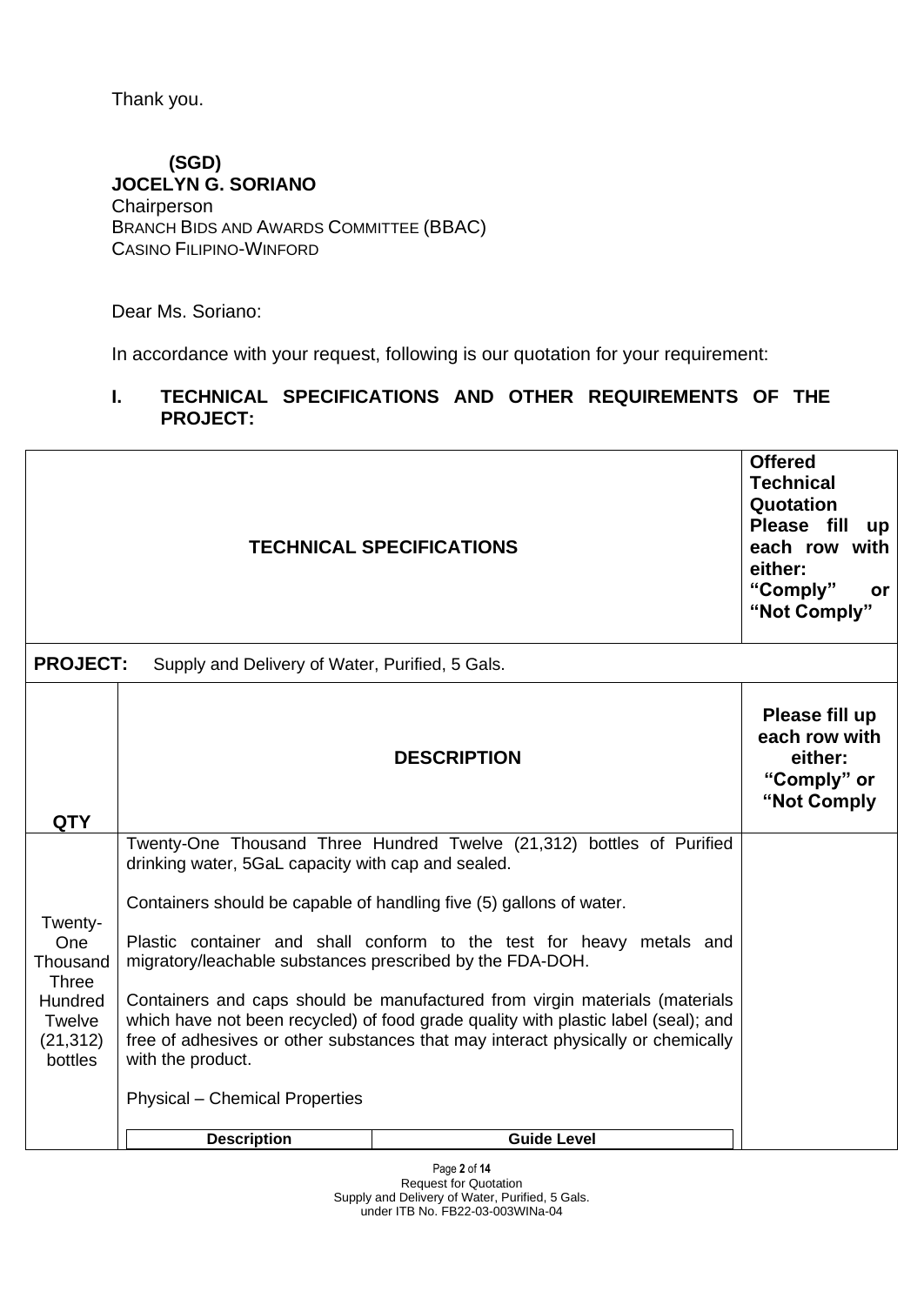Thank you.

**(SGD)**
**JOCELYN G. SORIANO**
Chairperson
BRANCH BIDS AND AWARDS COMMITTEE (BBAC)
CASINO FILIPINO-WINFORD

Dear Ms. Soriano:

In accordance with your request, following is our quotation for your requirement:

## I. TECHNICAL SPECIFICATIONS AND OTHER REQUIREMENTS OF THE PROJECT:

| TECHNICAL SPECIFICATIONS | | **Offered Technical Quotation Please fill up each row with either: "Comply" or "Not Comply"** |
|---|---|---|
| **PROJECT:** Supply and Delivery of Water, Purified, 5 Gals. | | |
| **QTY** | **DESCRIPTION** | **Please fill up each row with either: "Comply" or "Not Comply** |
| Twenty-One Thousand Three Hundred Twelve (21,312) bottles | Twenty-One Thousand Three Hundred Twelve (21,312) bottles of Purified drinking water, 5GaL capacity with cap and sealed.<br><br>Containers should be capable of handling five (5) gallons of water.<br><br>Plastic container and shall conform to the test for heavy metals and migratory/leachable substances prescribed by the FDA-DOH.<br><br>Containers and caps should be manufactured from virgin materials (materials which have not been recycled) of food grade quality with plastic label (seal); and free of adhesives or other substances that may interact physically or chemically with the product.<br><br>Physical – Chemical Properties | |

| Description | Guide Level |
|---|---|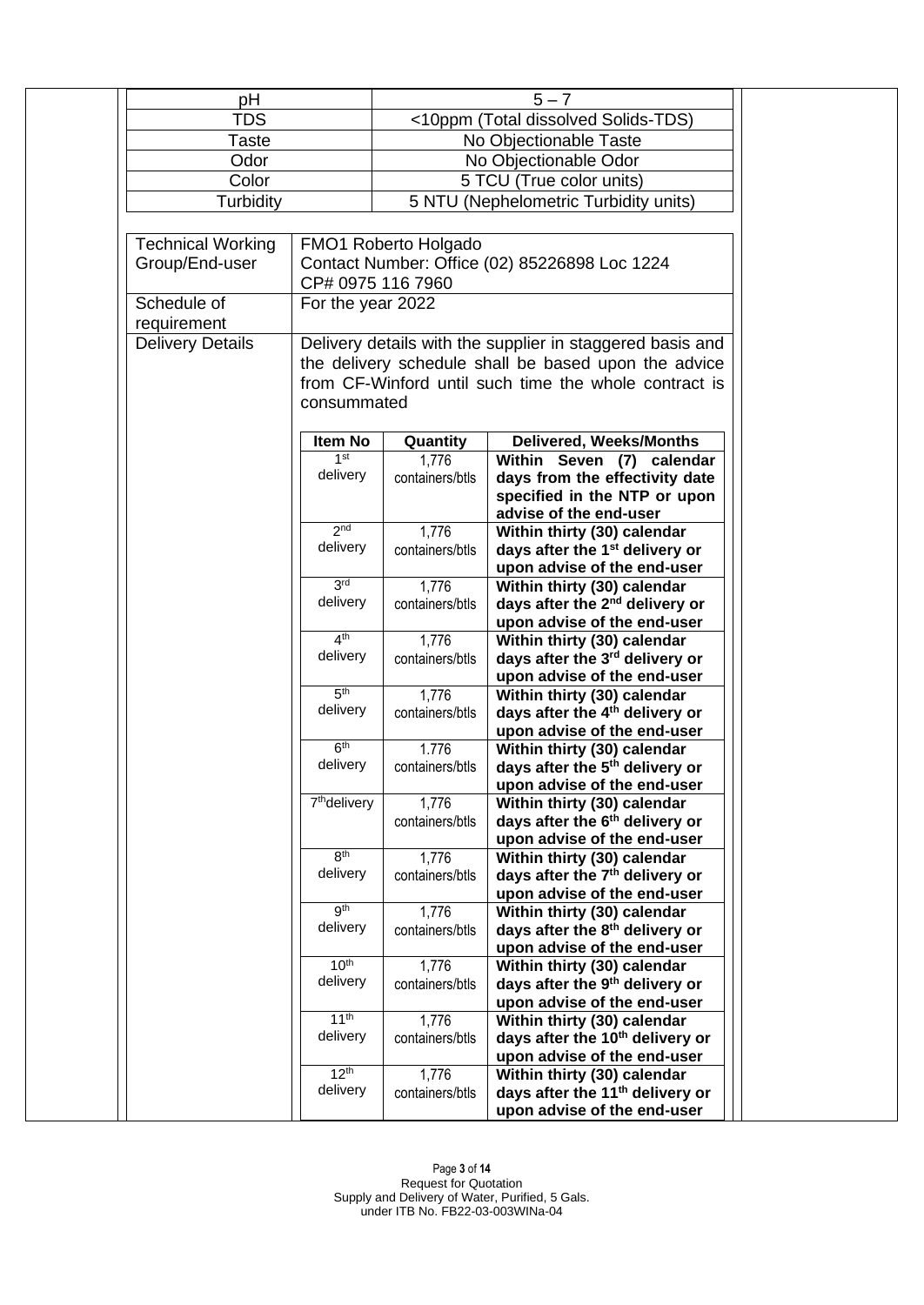| pH | 5 – 7 |
|---|---|
| TDS | <10ppm (Total dissolved Solids-TDS) |
| Taste | No Objectionable Taste |
| Odor | No Objectionable Odor |
| Color | 5 TCU (True color units) |
| Turbidity | 5 NTU (Nephelometric Turbidity units) |

| | |
|---|---|
| Technical Working Group/End-user | FMO1 Roberto Holgado<br>Contact Number: Office (02) 85226898 Loc 1224<br>CP# 0975 116 7960 |
| Schedule of requirement | For the year 2022 |
| Delivery Details | Delivery details with the supplier in staggered basis and the delivery schedule shall be based upon the advice from CF-Winford until such time the whole contract is consummated |

| Item No | Quantity | Delivered, Weeks/Months |
|---|---|---|
| 1st delivery | 1,776 containers/btls | **Within Seven (7) calendar days from the effectivity date specified in the NTP or upon advise of the end-user** |
| 2nd delivery | 1,776 containers/btls | **Within thirty (30) calendar days after the 1st delivery or upon advise of the end-user** |
| 3rd delivery | 1,776 containers/btls | **Within thirty (30) calendar days after the 2nd delivery or upon advise of the end-user** |
| 4th delivery | 1,776 containers/btls | **Within thirty (30) calendar days after the 3rd delivery or upon advise of the end-user** |
| 5th delivery | 1,776 containers/btls | **Within thirty (30) calendar days after the 4th delivery or upon advise of the end-user** |
| 6th delivery | 1.776 containers/btls | **Within thirty (30) calendar days after the 5th delivery or upon advise of the end-user** |
| 7th delivery | 1,776 containers/btls | **Within thirty (30) calendar days after the 6th delivery or upon advise of the end-user** |
| 8th delivery | 1,776 containers/btls | **Within thirty (30) calendar days after the 7th delivery or upon advise of the end-user** |
| 9th delivery | 1,776 containers/btls | **Within thirty (30) calendar days after the 8th delivery or upon advise of the end-user** |
| 10th delivery | 1,776 containers/btls | **Within thirty (30) calendar days after the 9th delivery or upon advise of the end-user** |
| 11th delivery | 1,776 containers/btls | **Within thirty (30) calendar days after the 10th delivery or upon advise of the end-user** |
| 12th delivery | 1,776 containers/btls | **Within thirty (30) calendar days after the 11th delivery or upon advise of the end-user** |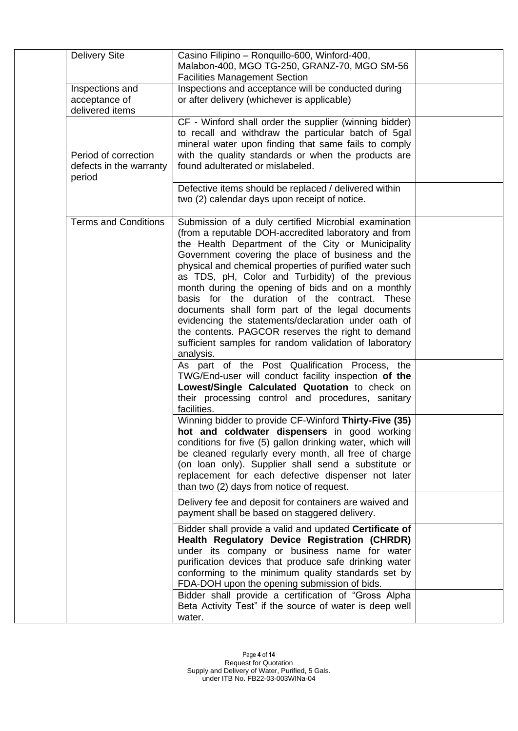| | | | |
|---|---|---|---|
| | Delivery Site | Casino Filipino – Ronquillo-600, Winford-400, Malabon-400, MGO TG-250, GRANZ-70, MGO SM-56 Facilities Management Section | |
| | Inspections and acceptance of delivered items | Inspections and acceptance will be conducted during or after delivery (whichever is applicable) | |
| | Period of correction defects in the warranty period | CF - Winford shall order the supplier (winning bidder) to recall and withdraw the particular batch of 5gal mineral water upon finding that same fails to comply with the quality standards or when the products are found adulterated or mislabeled. | |
| | | Defective items should be replaced / delivered within two (2) calendar days upon receipt of notice. | |
| | Terms and Conditions | Submission of a duly certified Microbial examination (from a reputable DOH-accredited laboratory and from the Health Department of the City or Municipality Government covering the place of business and the physical and chemical properties of purified water such as TDS, pH, Color and Turbidity) of the previous month during the opening of bids and on a monthly basis for the duration of the contract. These documents shall form part of the legal documents evidencing the statements/declaration under oath of the contents. PAGCOR reserves the right to demand sufficient samples for random validation of laboratory analysis. | |
| | | As part of the Post Qualification Process, the TWG/End-user will conduct facility inspection **of the Lowest/Single Calculated Quotation** to check on their processing control and procedures, sanitary facilities. | |
| | | Winning bidder to provide CF-Winford **Thirty-Five (35) hot and coldwater dispensers** in good working conditions for five (5) gallon drinking water, which will be cleaned regularly every month, all free of charge (on loan only). Supplier shall send a substitute or replacement for each defective dispenser not later than two (2) days from notice of request. | |
| | | Delivery fee and deposit for containers are waived and payment shall be based on staggered delivery. | |
| | | Bidder shall provide a valid and updated **Certificate of Health Regulatory Device Registration (CHRDR)** under its company or business name for water purification devices that produce safe drinking water conforming to the minimum quality standards set by FDA-DOH upon the opening submission of bids. | |
| | | Bidder shall provide a certification of "Gross Alpha Beta Activity Test" if the source of water is deep well water. | |

Request for Quotation
Supply and Delivery of Water, Purified, 5 Gals.
under ITB No. FB22-03-003WINa-04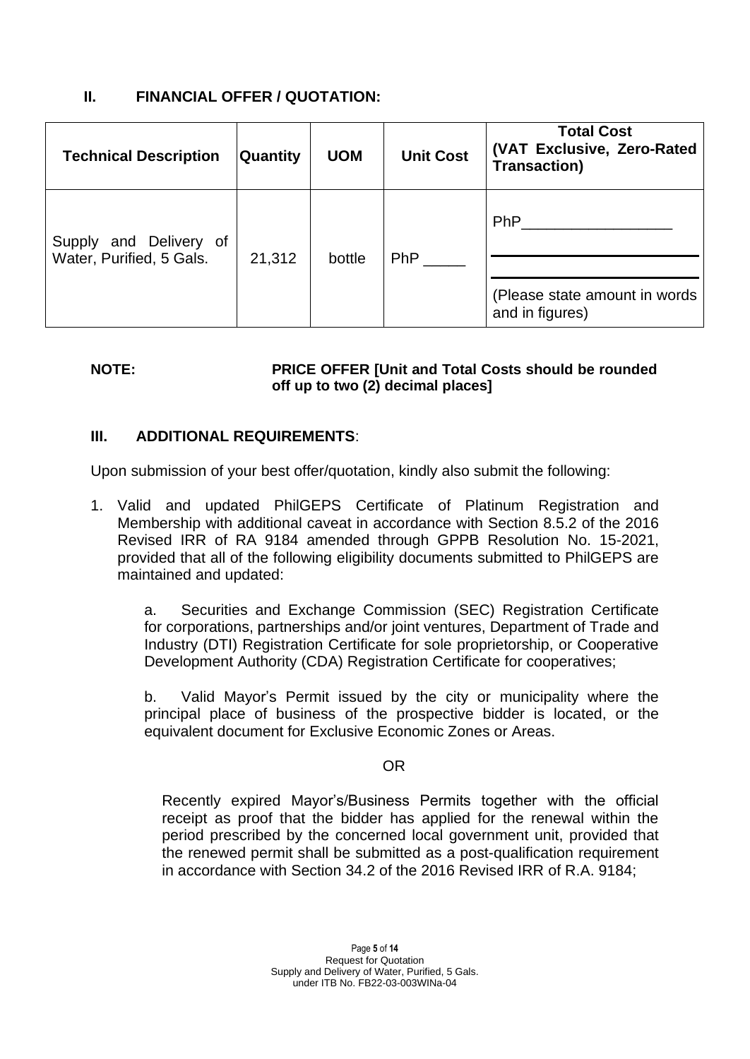## II. FINANCIAL OFFER / QUOTATION:

| Technical Description | Quantity | UOM | Unit Cost | Total Cost (VAT Exclusive, Zero-Rated Transaction) |
|---|---|---|---|---|
| Supply and Delivery of Water, Purified, 5 Gals. | 21,312 | bottle | PhP _____ | PhP_________________ <br> _____________________ <br> _____________________ <br> (Please state amount in words and in figures) |

**NOTE:** **PRICE OFFER [Unit and Total Costs should be rounded off up to two (2) decimal places]**

## III. ADDITIONAL REQUIREMENTS:

Upon submission of your best offer/quotation, kindly also submit the following:

1. Valid and updated PhilGEPS Certificate of Platinum Registration and Membership with additional caveat in accordance with Section 8.5.2 of the 2016 Revised IRR of RA 9184 amended through GPPB Resolution No. 15-2021, provided that all of the following eligibility documents submitted to PhilGEPS are maintained and updated:

   a. Securities and Exchange Commission (SEC) Registration Certificate for corporations, partnerships and/or joint ventures, Department of Trade and Industry (DTI) Registration Certificate for sole proprietorship, or Cooperative Development Authority (CDA) Registration Certificate for cooperatives;

   b. Valid Mayor's Permit issued by the city or municipality where the principal place of business of the prospective bidder is located, or the equivalent document for Exclusive Economic Zones or Areas.

   OR

   Recently expired Mayor's/Business Permits together with the official receipt as proof that the bidder has applied for the renewal within the period prescribed by the concerned local government unit, provided that the renewed permit shall be submitted as a post-qualification requirement in accordance with Section 34.2 of the 2016 Revised IRR of R.A. 9184;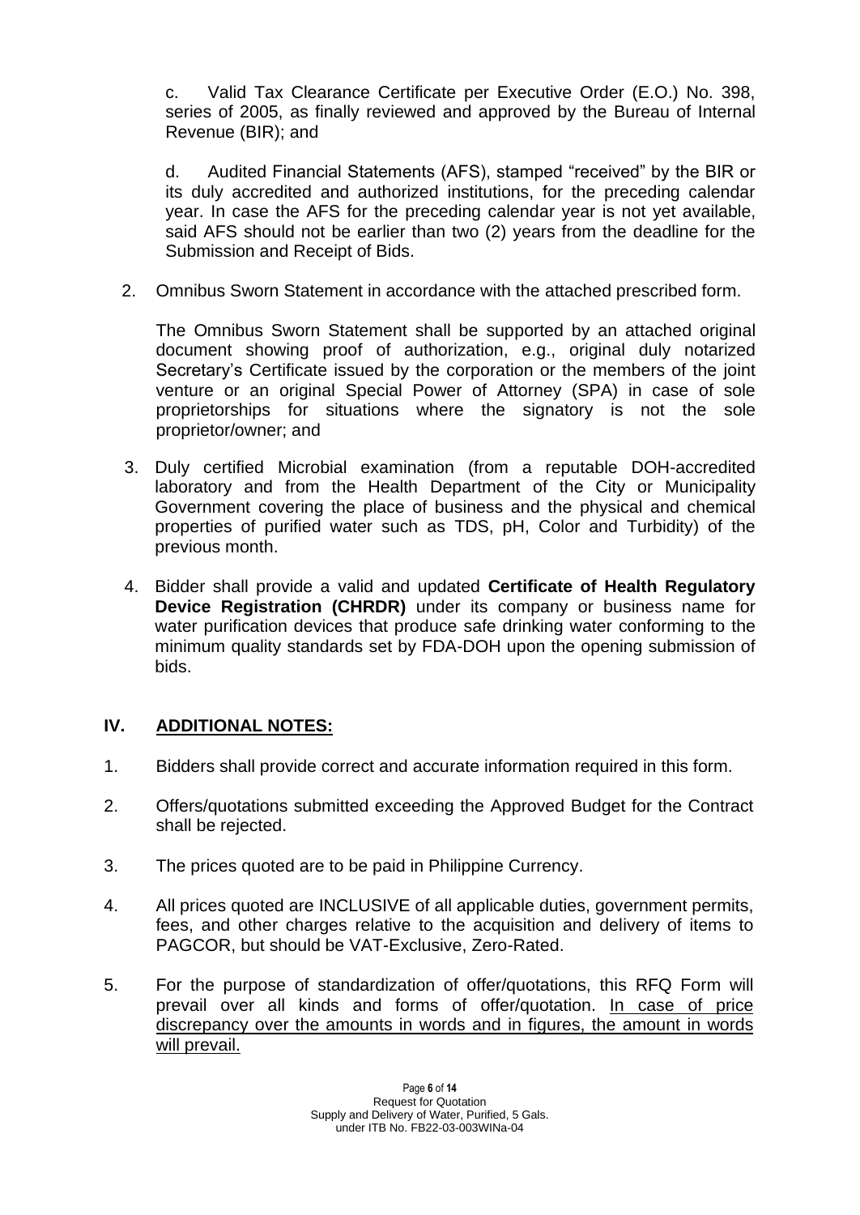c. Valid Tax Clearance Certificate per Executive Order (E.O.) No. 398, series of 2005, as finally reviewed and approved by the Bureau of Internal Revenue (BIR); and

d. Audited Financial Statements (AFS), stamped "received" by the BIR or its duly accredited and authorized institutions, for the preceding calendar year. In case the AFS for the preceding calendar year is not yet available, said AFS should not be earlier than two (2) years from the deadline for the Submission and Receipt of Bids.

2. Omnibus Sworn Statement in accordance with the attached prescribed form.

   The Omnibus Sworn Statement shall be supported by an attached original document showing proof of authorization, e.g., original duly notarized Secretary's Certificate issued by the corporation or the members of the joint venture or an original Special Power of Attorney (SPA) in case of sole proprietorships for situations where the signatory is not the sole proprietor/owner; and

3. Duly certified Microbial examination (from a reputable DOH-accredited laboratory and from the Health Department of the City or Municipality Government covering the place of business and the physical and chemical properties of purified water such as TDS, pH, Color and Turbidity) of the previous month.

4. Bidder shall provide a valid and updated **Certificate of Health Regulatory Device Registration (CHRDR)** under its company or business name for water purification devices that produce safe drinking water conforming to the minimum quality standards set by FDA-DOH upon the opening submission of bids.

## IV. ADDITIONAL NOTES:

1. Bidders shall provide correct and accurate information required in this form.
2. Offers/quotations submitted exceeding the Approved Budget for the Contract shall be rejected.
3. The prices quoted are to be paid in Philippine Currency.
4. All prices quoted are INCLUSIVE of all applicable duties, government permits, fees, and other charges relative to the acquisition and delivery of items to PAGCOR, but should be VAT-Exclusive, Zero-Rated.
5. For the purpose of standardization of offer/quotations, this RFQ Form will prevail over all kinds and forms of offer/quotation. <u>In case of price discrepancy over the amounts in words and in figures, the amount in words will prevail.</u>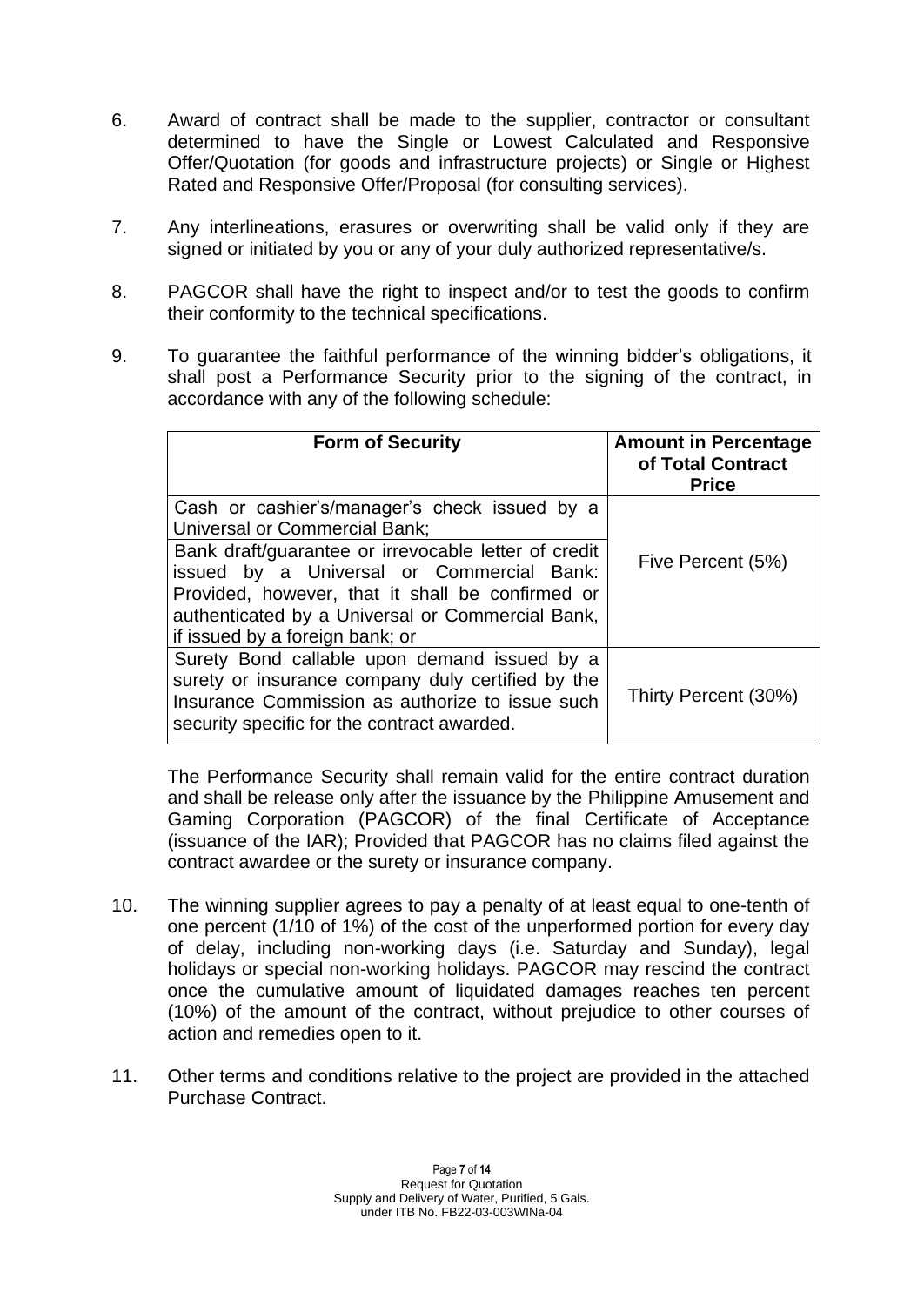6. Award of contract shall be made to the supplier, contractor or consultant determined to have the Single or Lowest Calculated and Responsive Offer/Quotation (for goods and infrastructure projects) or Single or Highest Rated and Responsive Offer/Proposal (for consulting services).

7. Any interlineations, erasures or overwriting shall be valid only if they are signed or initiated by you or any of your duly authorized representative/s.

8. PAGCOR shall have the right to inspect and/or to test the goods to confirm their conformity to the technical specifications.

9. To guarantee the faithful performance of the winning bidder's obligations, it shall post a Performance Security prior to the signing of the contract, in accordance with any of the following schedule:

| Form of Security | Amount in Percentage of Total Contract Price |
|---|---|
| Cash or cashier's/manager's check issued by a Universal or Commercial Bank;<br>Bank draft/guarantee or irrevocable letter of credit issued by a Universal or Commercial Bank: Provided, however, that it shall be confirmed or authenticated by a Universal or Commercial Bank, if issued by a foreign bank; or | Five Percent (5%) |
| Surety Bond callable upon demand issued by a surety or insurance company duly certified by the Insurance Commission as authorize to issue such security specific for the contract awarded. | Thirty Percent (30%) |

The Performance Security shall remain valid for the entire contract duration and shall be release only after the issuance by the Philippine Amusement and Gaming Corporation (PAGCOR) of the final Certificate of Acceptance (issuance of the IAR); Provided that PAGCOR has no claims filed against the contract awardee or the surety or insurance company.

10. The winning supplier agrees to pay a penalty of at least equal to one-tenth of one percent (1/10 of 1%) of the cost of the unperformed portion for every day of delay, including non-working days (i.e. Saturday and Sunday), legal holidays or special non-working holidays. PAGCOR may rescind the contract once the cumulative amount of liquidated damages reaches ten percent (10%) of the amount of the contract, without prejudice to other courses of action and remedies open to it.

11. Other terms and conditions relative to the project are provided in the attached Purchase Contract.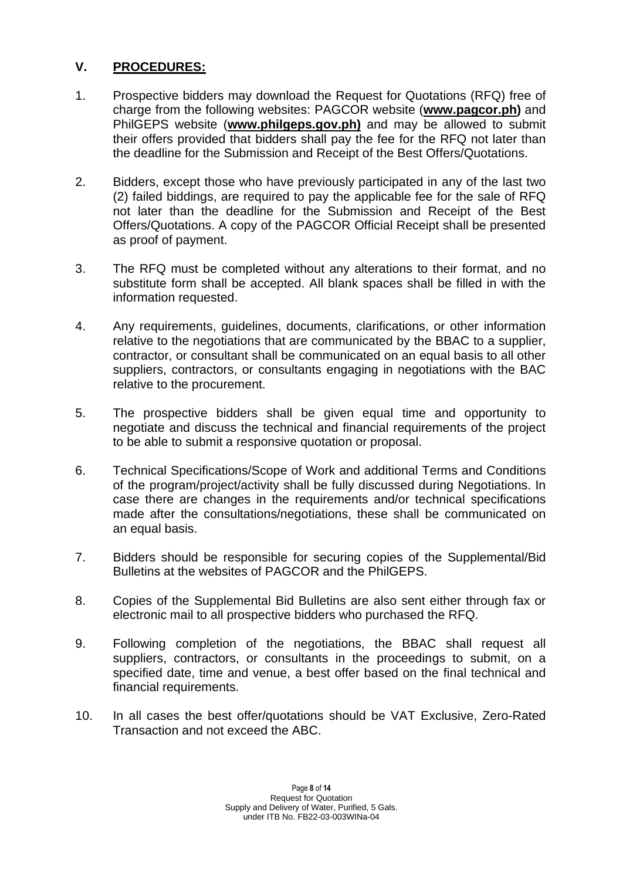## V. **PROCEDURES:**

1. Prospective bidders may download the Request for Quotations (RFQ) free of charge from the following websites: PAGCOR website (**www.pagcor.ph)** and PhilGEPS website (**www.philgeps.gov.ph)** and may be allowed to submit their offers provided that bidders shall pay the fee for the RFQ not later than the deadline for the Submission and Receipt of the Best Offers/Quotations.

2. Bidders, except those who have previously participated in any of the last two (2) failed biddings, are required to pay the applicable fee for the sale of RFQ not later than the deadline for the Submission and Receipt of the Best Offers/Quotations. A copy of the PAGCOR Official Receipt shall be presented as proof of payment.

3. The RFQ must be completed without any alterations to their format, and no substitute form shall be accepted. All blank spaces shall be filled in with the information requested.

4. Any requirements, guidelines, documents, clarifications, or other information relative to the negotiations that are communicated by the BBAC to a supplier, contractor, or consultant shall be communicated on an equal basis to all other suppliers, contractors, or consultants engaging in negotiations with the BAC relative to the procurement.

5. The prospective bidders shall be given equal time and opportunity to negotiate and discuss the technical and financial requirements of the project to be able to submit a responsive quotation or proposal.

6. Technical Specifications/Scope of Work and additional Terms and Conditions of the program/project/activity shall be fully discussed during Negotiations. In case there are changes in the requirements and/or technical specifications made after the consultations/negotiations, these shall be communicated on an equal basis.

7. Bidders should be responsible for securing copies of the Supplemental/Bid Bulletins at the websites of PAGCOR and the PhilGEPS.

8. Copies of the Supplemental Bid Bulletins are also sent either through fax or electronic mail to all prospective bidders who purchased the RFQ.

9. Following completion of the negotiations, the BBAC shall request all suppliers, contractors, or consultants in the proceedings to submit, on a specified date, time and venue, a best offer based on the final technical and financial requirements.

10. In all cases the best offer/quotations should be VAT Exclusive, Zero-Rated Transaction and not exceed the ABC.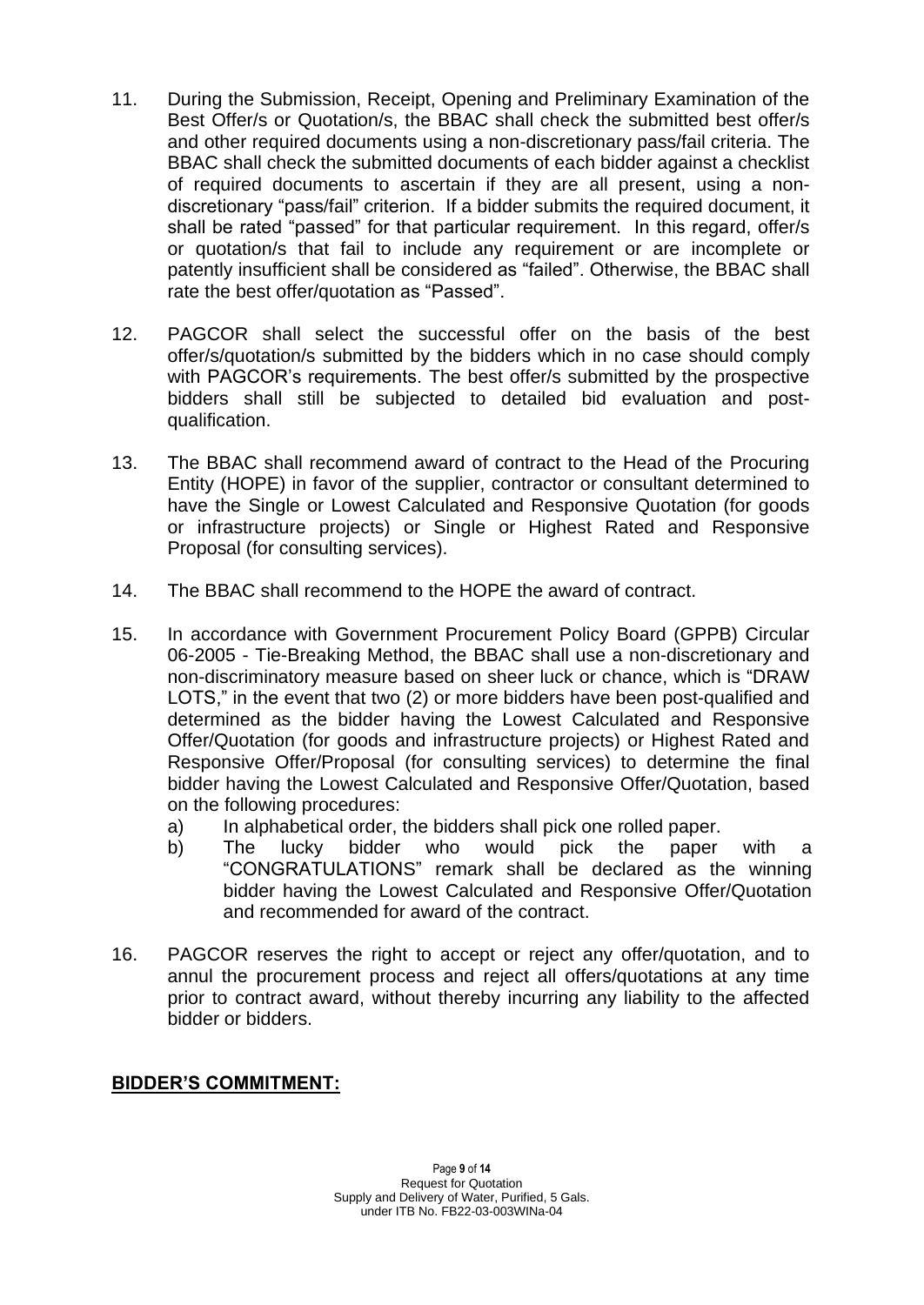11. During the Submission, Receipt, Opening and Preliminary Examination of the Best Offer/s or Quotation/s, the BBAC shall check the submitted best offer/s and other required documents using a non-discretionary pass/fail criteria. The BBAC shall check the submitted documents of each bidder against a checklist of required documents to ascertain if they are all present, using a non-discretionary "pass/fail" criterion. If a bidder submits the required document, it shall be rated "passed" for that particular requirement. In this regard, offer/s or quotation/s that fail to include any requirement or are incomplete or patently insufficient shall be considered as "failed". Otherwise, the BBAC shall rate the best offer/quotation as "Passed".

12. PAGCOR shall select the successful offer on the basis of the best offer/s/quotation/s submitted by the bidders which in no case should comply with PAGCOR's requirements. The best offer/s submitted by the prospective bidders shall still be subjected to detailed bid evaluation and post-qualification.

13. The BBAC shall recommend award of contract to the Head of the Procuring Entity (HOPE) in favor of the supplier, contractor or consultant determined to have the Single or Lowest Calculated and Responsive Quotation (for goods or infrastructure projects) or Single or Highest Rated and Responsive Proposal (for consulting services).

14. The BBAC shall recommend to the HOPE the award of contract.

15. In accordance with Government Procurement Policy Board (GPPB) Circular 06-2005 - Tie-Breaking Method, the BBAC shall use a non-discretionary and non-discriminatory measure based on sheer luck or chance, which is "DRAW LOTS," in the event that two (2) or more bidders have been post-qualified and determined as the bidder having the Lowest Calculated and Responsive Offer/Quotation (for goods and infrastructure projects) or Highest Rated and Responsive Offer/Proposal (for consulting services) to determine the final bidder having the Lowest Calculated and Responsive Offer/Quotation, based on the following procedures:
    a) In alphabetical order, the bidders shall pick one rolled paper.
    b) The lucky bidder who would pick the paper with a "CONGRATULATIONS" remark shall be declared as the winning bidder having the Lowest Calculated and Responsive Offer/Quotation and recommended for award of the contract.

16. PAGCOR reserves the right to accept or reject any offer/quotation, and to annul the procurement process and reject all offers/quotations at any time prior to contract award, without thereby incurring any liability to the affected bidder or bidders.

**BIDDER'S COMMITMENT:**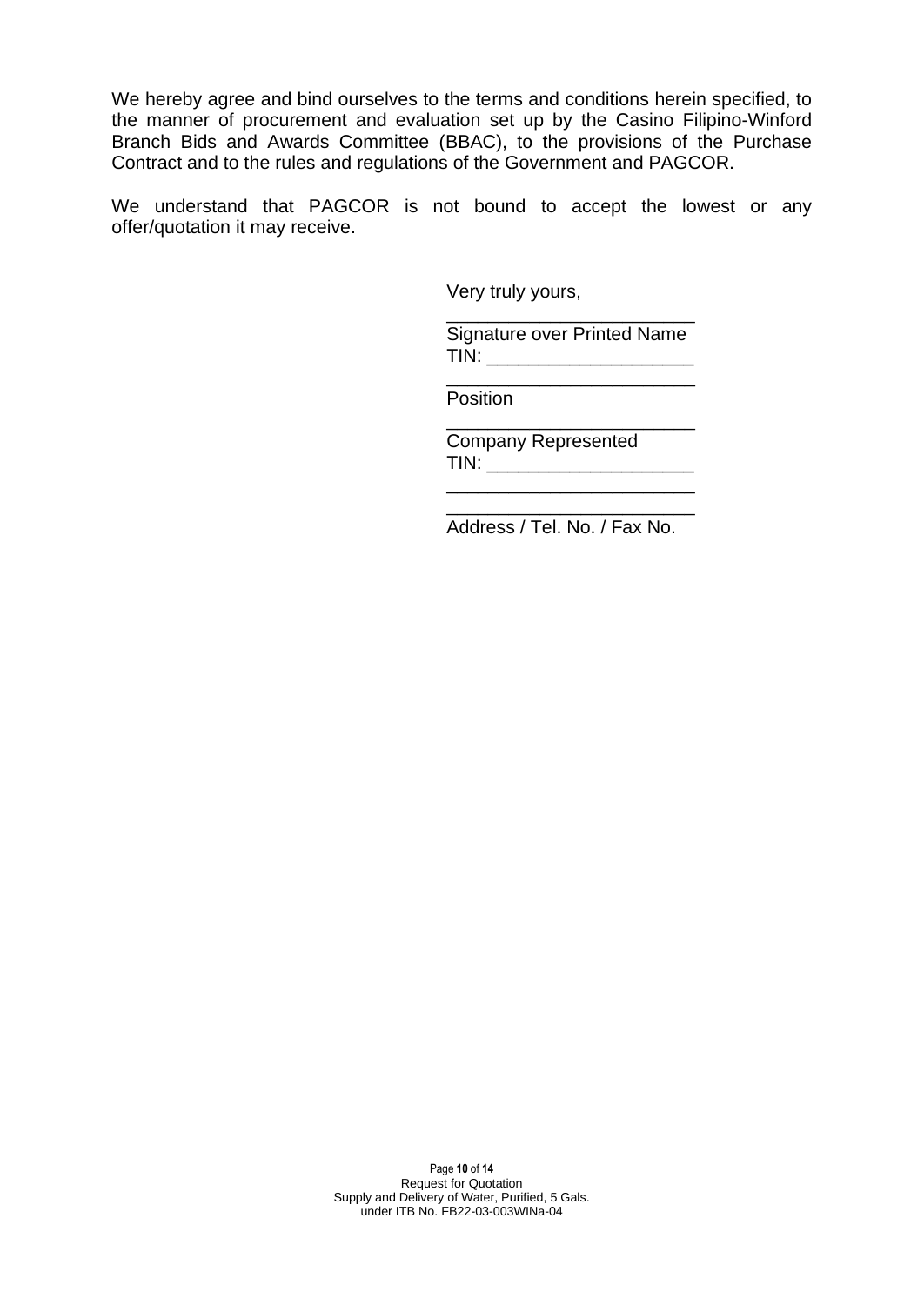We hereby agree and bind ourselves to the terms and conditions herein specified, to the manner of procurement and evaluation set up by the Casino Filipino-Winford Branch Bids and Awards Committee (BBAC), to the provisions of the Purchase Contract and to the rules and regulations of the Government and PAGCOR.

We understand that PAGCOR is not bound to accept the lowest or any offer/quotation it may receive.

Very truly yours,

________________________
Signature over Printed Name
TIN: ___________________

________________________
Position

________________________
Company Represented
TIN: ___________________

________________________
________________________
Address / Tel. No. / Fax No.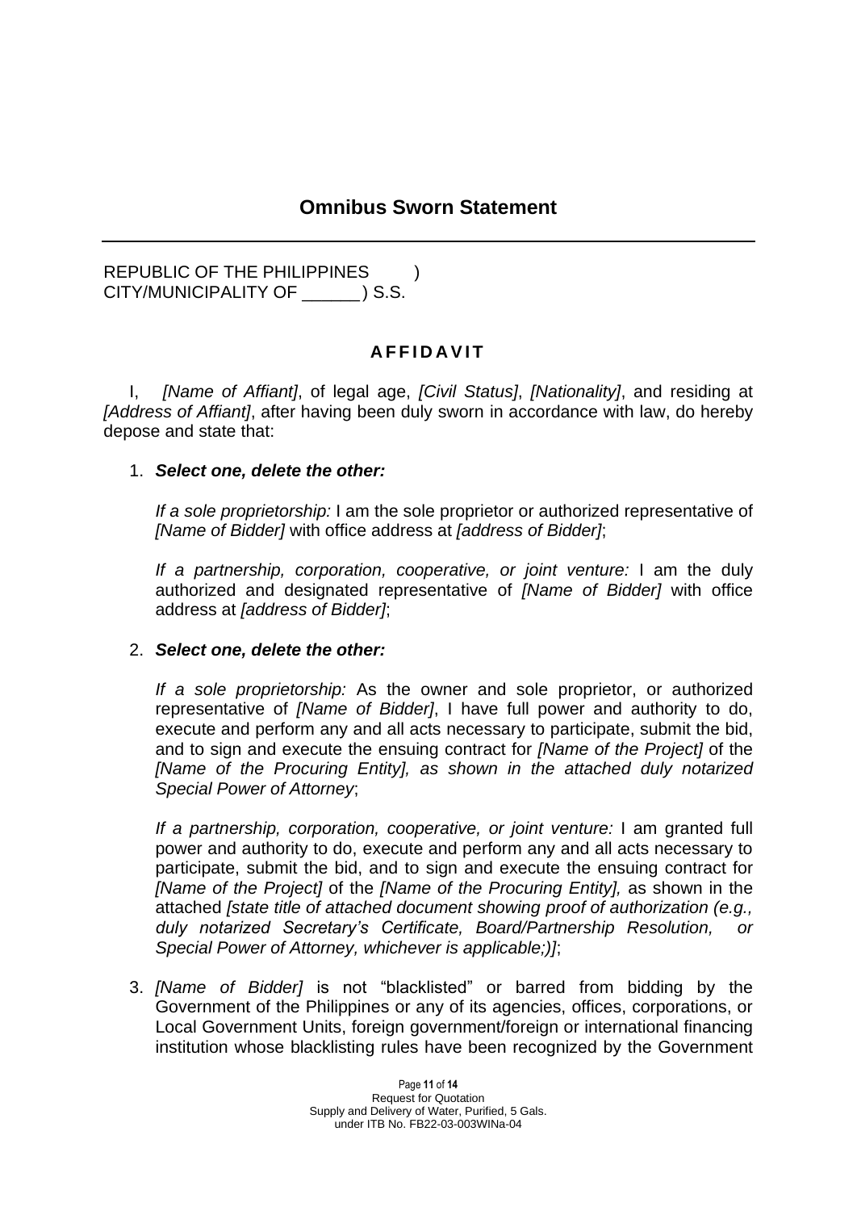## Omnibus Sworn Statement

---

REPUBLIC OF THE PHILIPPINES )
CITY/MUNICIPALITY OF ______ ) S.S.

**A F F I D A V I T**

I, *[Name of Affiant]*, of legal age, *[Civil Status]*, *[Nationality]*, and residing at *[Address of Affiant]*, after having been duly sworn in accordance with law, do hereby depose and state that:

1. ***Select one, delete the other:***

   *If a sole proprietorship:* I am the sole proprietor or authorized representative of *[Name of Bidder]* with office address at *[address of Bidder]*;

   *If a partnership, corporation, cooperative, or joint venture:* I am the duly authorized and designated representative of *[Name of Bidder]* with office address at *[address of Bidder]*;

2. ***Select one, delete the other:***

   *If a sole proprietorship:* As the owner and sole proprietor, or authorized representative of *[Name of Bidder]*, I have full power and authority to do, execute and perform any and all acts necessary to participate, submit the bid, and to sign and execute the ensuing contract for *[Name of the Project]* of the *[Name of the Procuring Entity], as shown in the attached duly notarized Special Power of Attorney*;

   *If a partnership, corporation, cooperative, or joint venture:* I am granted full power and authority to do, execute and perform any and all acts necessary to participate, submit the bid, and to sign and execute the ensuing contract for *[Name of the Project]* of the *[Name of the Procuring Entity],* as shown in the attached *[state title of attached document showing proof of authorization (e.g., duly notarized Secretary's Certificate, Board/Partnership Resolution, or Special Power of Attorney, whichever is applicable;)]*;

3. *[Name of Bidder]* is not "blacklisted" or barred from bidding by the Government of the Philippines or any of its agencies, offices, corporations, or Local Government Units, foreign government/foreign or international financing institution whose blacklisting rules have been recognized by the Government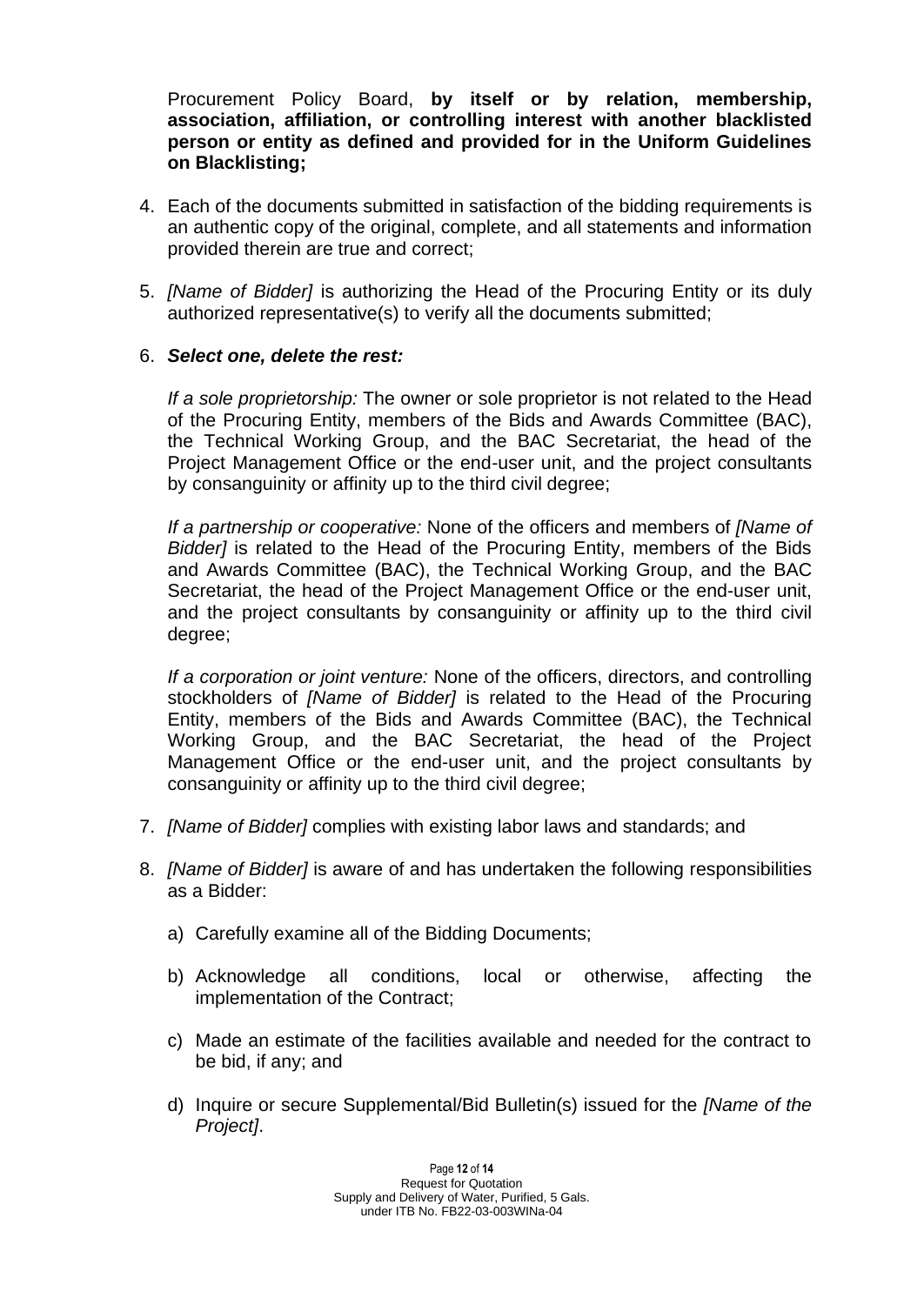Procurement Policy Board, **by itself or by relation, membership, association, affiliation, or controlling interest with another blacklisted person or entity as defined and provided for in the Uniform Guidelines on Blacklisting;**

4. Each of the documents submitted in satisfaction of the bidding requirements is an authentic copy of the original, complete, and all statements and information provided therein are true and correct;

5. *[Name of Bidder]* is authorizing the Head of the Procuring Entity or its duly authorized representative(s) to verify all the documents submitted;

6. ***Select one, delete the rest:***

   *If a sole proprietorship:* The owner or sole proprietor is not related to the Head of the Procuring Entity, members of the Bids and Awards Committee (BAC), the Technical Working Group, and the BAC Secretariat, the head of the Project Management Office or the end-user unit, and the project consultants by consanguinity or affinity up to the third civil degree;

   *If a partnership or cooperative:* None of the officers and members of *[Name of Bidder]* is related to the Head of the Procuring Entity, members of the Bids and Awards Committee (BAC), the Technical Working Group, and the BAC Secretariat, the head of the Project Management Office or the end-user unit, and the project consultants by consanguinity or affinity up to the third civil degree;

   *If a corporation or joint venture:* None of the officers, directors, and controlling stockholders of *[Name of Bidder]* is related to the Head of the Procuring Entity, members of the Bids and Awards Committee (BAC), the Technical Working Group, and the BAC Secretariat, the head of the Project Management Office or the end-user unit, and the project consultants by consanguinity or affinity up to the third civil degree;

7. *[Name of Bidder]* complies with existing labor laws and standards; and

8. *[Name of Bidder]* is aware of and has undertaken the following responsibilities as a Bidder:

   a) Carefully examine all of the Bidding Documents;

   b) Acknowledge all conditions, local or otherwise, affecting the implementation of the Contract;

   c) Made an estimate of the facilities available and needed for the contract to be bid, if any; and

   d) Inquire or secure Supplemental/Bid Bulletin(s) issued for the *[Name of the Project]*.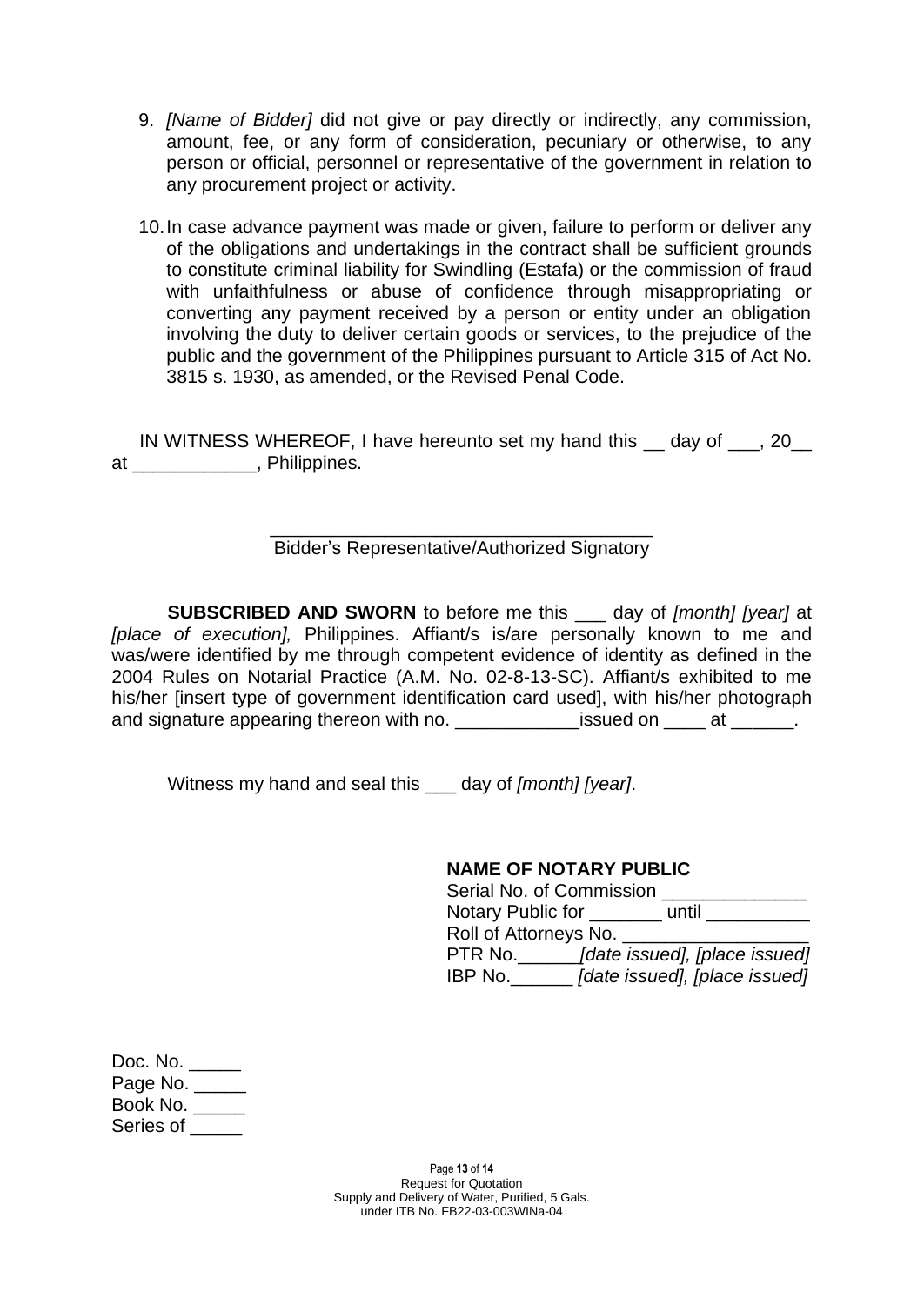9. *[Name of Bidder]* did not give or pay directly or indirectly, any commission, amount, fee, or any form of consideration, pecuniary or otherwise, to any person or official, personnel or representative of the government in relation to any procurement project or activity.

10. In case advance payment was made or given, failure to perform or deliver any of the obligations and undertakings in the contract shall be sufficient grounds to constitute criminal liability for Swindling (Estafa) or the commission of fraud with unfaithfulness or abuse of confidence through misappropriating or converting any payment received by a person or entity under an obligation involving the duty to deliver certain goods or services, to the prejudice of the public and the government of the Philippines pursuant to Article 315 of Act No. 3815 s. 1930, as amended, or the Revised Penal Code.

IN WITNESS WHEREOF, I have hereunto set my hand this __ day of ___, 20__ at ____________, Philippines.

_____________________________________
Bidder's Representative/Authorized Signatory

**SUBSCRIBED AND SWORN** to before me this ___ day of *[month] [year]* at *[place of execution],* Philippines. Affiant/s is/are personally known to me and was/were identified by me through competent evidence of identity as defined in the 2004 Rules on Notarial Practice (A.M. No. 02-8-13-SC). Affiant/s exhibited to me his/her [insert type of government identification card used], with his/her photograph and signature appearing thereon with no. ____________issued on ____ at ______.

Witness my hand and seal this ___ day of *[month] [year]*.

**NAME OF NOTARY PUBLIC**
Serial No. of Commission ______________
Notary Public for _______ until __________
Roll of Attorneys No. __________________
PTR No.______*[date issued], [place issued]*
IBP No.______ *[date issued], [place issued]*

Doc. No. _____
Page No. _____
Book No. _____
Series of _____